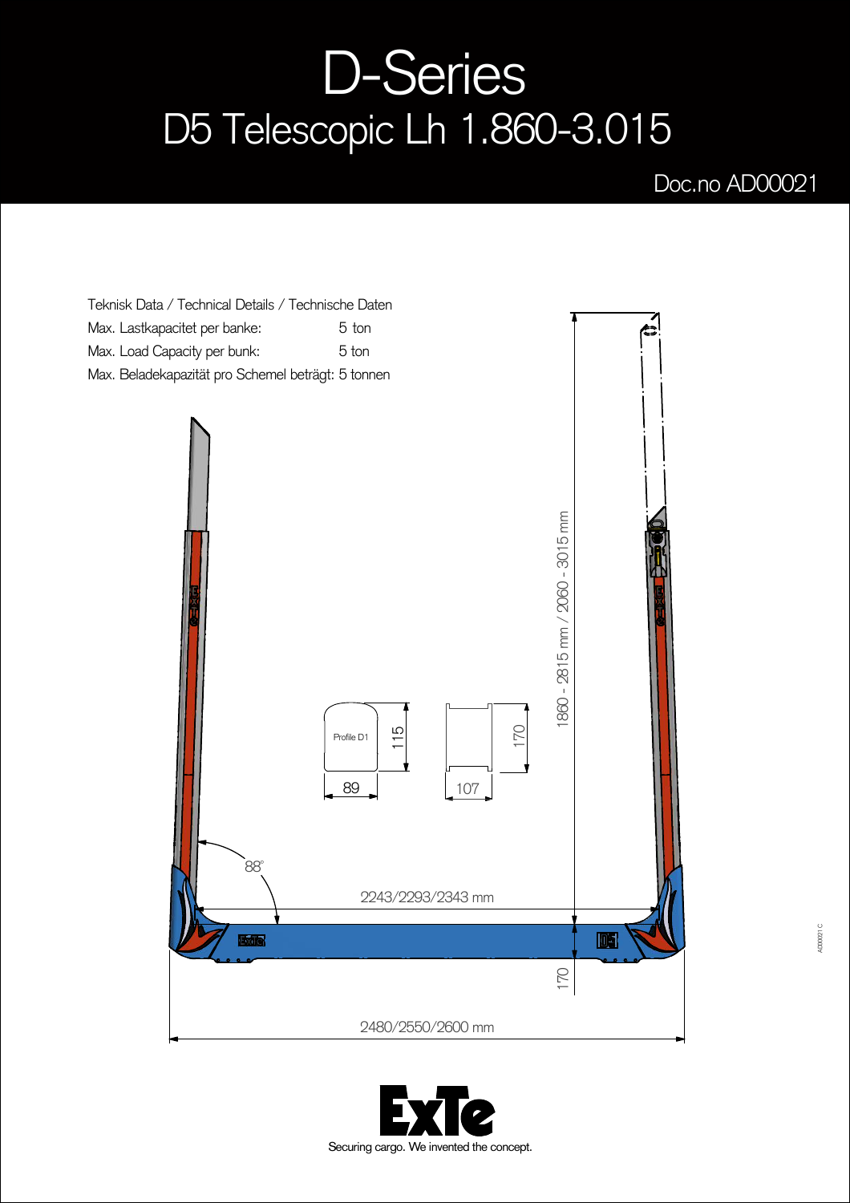# D-Series

## D5 Telescopic Lh 1.860-3.015

Doc.no AD00021

Teknisk Data / Technical Details / Technische Daten

Max. Lastkapacitet per banke: 5 ton

Max. Load Capacity per bunk: 5 ton

Max. Beladekapazität pro Schemel beträgt: 5 tonnen

1860 - 2815 mm / 2060 - 3015 mm

Profile D1

115

89

170

107

88°

2243/2293/2343 mm

170

2480/2550/2600 mm

AD00021 C

Securing cargo. We invented the concept.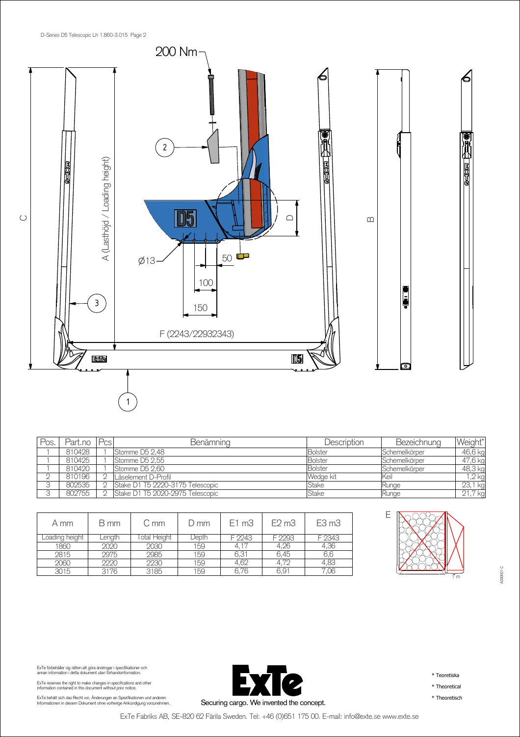200 Nm

2

D5

D

Ø13

50

100

150

3

F (2243/22932343)

A (Lasthöjd / Loading height)

C

B

1

| Pos. | Part.no | Pcs | Benämning | Description | Bezeichnung | Weight* |
|---|---|---|---|---|---|---|
| 1 | 810428 | 1 | Stomme D5 2,48 | Bolster | Schemelkörper | 46,6 kg |
| 1 | 810425 | 1 | Stomme D5 2,55 | Bolster | Schemelkörper | 47,6 kg |
| 1 | 810420 | 1 | Stomme D5 2,60 | Bolster | Schemelkörper | 48,3 kg |
| 2 | 810196 | 2 | Låselement D-Profil | Wedge kit | Keil | 1,2 kg |
| 3 | 802535 | 2 | Stake D1 T5 2220-3175 Telescopic | Stake | Runge | 23,1 kg |
| 3 | 802755 | 2 | Stake D1 T5 2020-2975 Telescopic | Stake | Runge | 21,7 kg |

| A mm | B mm | C mm | D mm | E1 m3 | E2 m3 | E3 m3 |
|---|---|---|---|---|---|---|
| Loading height | Length | Total Height | Depth | F 2243 | F 2293 | F 2343 |
| 1860 | 2020 | 2030 | 159 | 4,17 | 4,26 | 4,36 |
| 2815 | 2975 | 2985 | 159 | 6,31 | 6,45 | 6,6 |
| 2060 | 2220 | 2230 | 159 | 4,62 | 4,72 | 4,83 |
| 3015 | 3176 | 3185 | 159 | 6,76 | 6,91 | 7,06 |

E

1 m

ExTe förbehåller sig rätten att göra ändringar i specifikationer och annan information i detta dokument utan förhandsinformation.

ExTe reserves the right to make changes in specifications and other information contained in this document without prior notice.

ExTe behält sich das Recht vor, Änderungen an Spezifikationen und anderen Informationen in diesem Dokument ohne vorherige Ankündigung vorzunehmen.

Securing cargo. We invented the concept.

* Teoretiska
* Theoretical
* Theoretisch

ExTe Fabriks AB, SE-820 62 Färila Sweden. Tel: +46 (0)651 175 00. E-mail: info@exte.se www.exte.se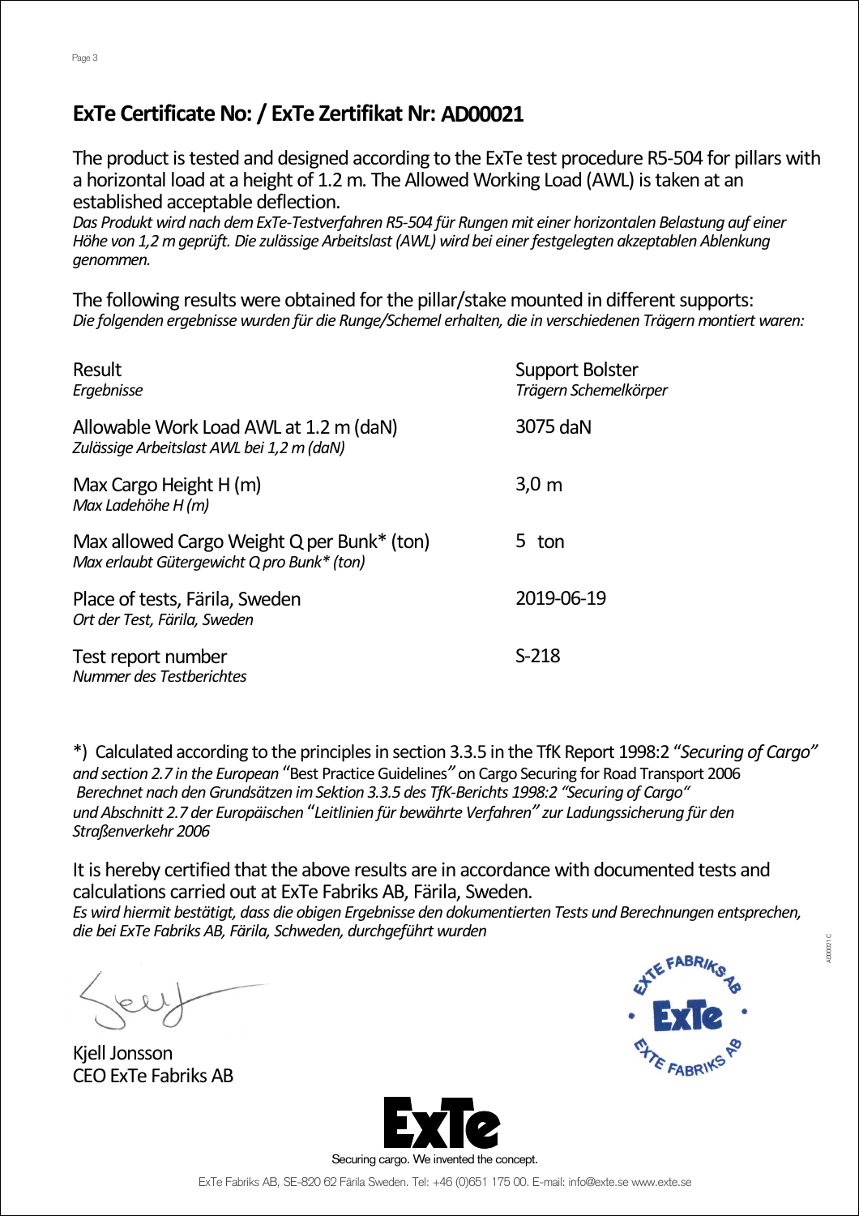# ExTe Certificate No: / ExTe Zertifikat Nr: AD00021

The product is tested and designed according to the ExTe test procedure R5-504 for pillars with a horizontal load at a height of 1.2 m. The Allowed Working Load (AWL) is taken at an established acceptable deflection.
*Das Produkt wird nach dem ExTe-Testverfahren R5-504 für Rungen mit einer horizontalen Belastung auf einer Höhe von 1,2 m geprüft. Die zulässige Arbeitslast (AWL) wird bei einer festgelegten akzeptablen Ablenkung genommen.*

The following results were obtained for the pillar/stake mounted in different supports:
*Die folgenden ergebnisse wurden für die Runge/Schemel erhalten, die in verschiedenen Trägern montiert waren:*

| Result<br>*Ergebnisse* | Support Bolster<br>*Trägern Schemelkörper* |
|---|---|
| Allowable Work Load AWL at 1.2 m (daN)<br>*Zulässige Arbeitslast AWL bei 1,2 m (daN)* | 3075 daN |
| Max Cargo Height H (m)<br>*Max Ladehöhe H (m)* | 3,0 m |
| Max allowed Cargo Weight Q per Bunk* (ton)<br>*Max erlaubt Gütergewicht Q pro Bunk* (ton)* | 5 ton |
| Place of tests, Färila, Sweden<br>*Ort der Test, Färila, Sweden* | 2019-06-19 |
| Test report number<br>*Nummer des Testberichtes* | S-218 |

*) Calculated according to the principles in section 3.3.5 in the TfK Report 1998:2 "*Securing of Cargo*" *and section 2.7 in the European* "Best Practice Guidelines" on Cargo Securing for Road Transport 2006
*Berechnet nach den Grundsätzen im Sektion 3.3.5 des TfK-Berichts 1998:2 "Securing of Cargo" und Abschnitt 2.7 der Europäischen "Leitlinien für bewährte Verfahren" zur Ladungssicherung für den Straßenverkehr 2006*

It is hereby certified that the above results are in accordance with documented tests and calculations carried out at ExTe Fabriks AB, Färila, Sweden.
*Es wird hiermit bestätigt, dass die obigen Ergebnisse den dokumentierten Tests und Berechnungen entsprechen, die bei ExTe Fabriks AB, Färila, Schweden, durchgeführt wurden*

Kjell Jonsson
CEO ExTe Fabriks AB

EXTE FABRIKS AB • ExTe • EXTE FABRIKS AB

AD00021 C

ExTe
Securing cargo. We invented the concept.

ExTe Fabriks AB, SE-820 62 Färila Sweden. Tel: +46 (0)651 175 00. E-mail: info@exte.se www.exte.se